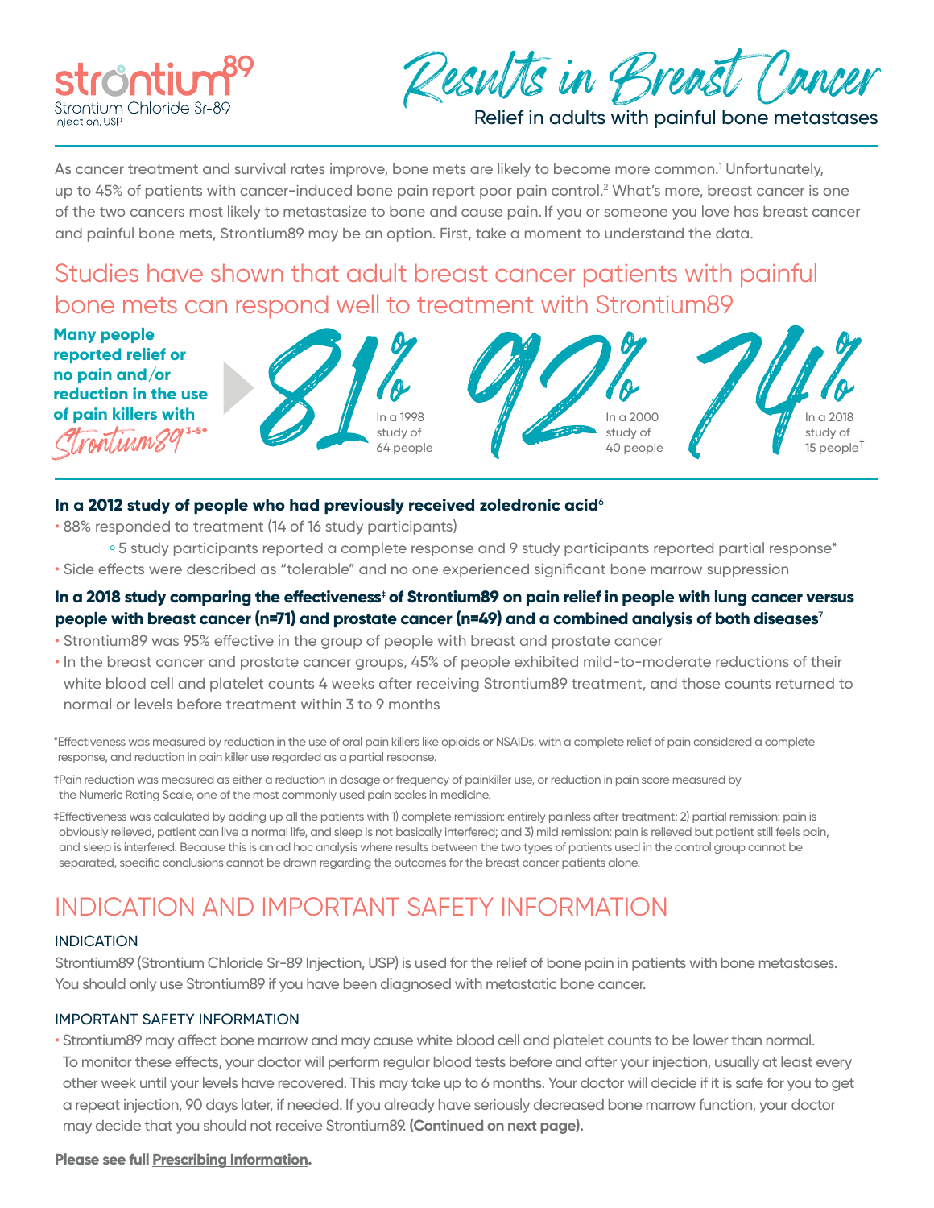strontium89
Strontium Chloride Sr-89
Injection, USP

# Results in Breast Cancer

Relief in adults with painful bone metastases

As cancer treatment and survival rates improve, bone mets are likely to become more common.[1] Unfortunately, up to 45% of patients with cancer-induced bone pain report poor pain control.[2] What's more, breast cancer is one of the two cancers most likely to metastasize to bone and cause pain. If you or someone you love has breast cancer and painful bone mets, Strontium89 may be an option. First, take a moment to understand the data.

## Studies have shown that adult breast cancer patients with painful bone mets can respond well to treatment with Strontium89

**Many people reported relief or no pain and/or reduction in the use of pain killers with Strontium89[3-5*]**

- **81%** In a 1998 study of 64 people
- **92%** In a 2000 study of 40 people
- **74%** In a 2018 study of 15 people[†]

**In a 2012 study of people who had previously received zoledronic acid[6]**

- 88% responded to treatment (14 of 16 study participants)
  - 5 study participants reported a complete response and 9 study participants reported partial response*
- Side effects were described as "tolerable" and no one experienced significant bone marrow suppression

**In a 2018 study comparing the effectiveness[‡] of Strontium89 on pain relief in people with lung cancer versus people with breast cancer (n=71) and prostate cancer (n=49) and a combined analysis of both diseases[7]**

- Strontium89 was 95% effective in the group of people with breast and prostate cancer
- In the breast cancer and prostate cancer groups, 45% of people exhibited mild-to-moderate reductions of their white blood cell and platelet counts 4 weeks after receiving Strontium89 treatment, and those counts returned to normal or levels before treatment within 3 to 9 months

*Effectiveness was measured by reduction in the use of oral pain killers like opioids or NSAIDs, with a complete relief of pain considered a complete response, and reduction in pain killer use regarded as a partial response.

†Pain reduction was measured as either a reduction in dosage or frequency of painkiller use, or reduction in pain score measured by the Numeric Rating Scale, one of the most commonly used pain scales in medicine.

‡Effectiveness was calculated by adding up all the patients with 1) complete remission: entirely painless after treatment; 2) partial remission: pain is obviously relieved, patient can live a normal life, and sleep is not basically interfered; and 3) mild remission: pain is relieved but patient still feels pain, and sleep is interfered. Because this is an ad hoc analysis where results between the two types of patients used in the control group cannot be separated, specific conclusions cannot be drawn regarding the outcomes for the breast cancer patients alone.

## INDICATION AND IMPORTANT SAFETY INFORMATION

### INDICATION

Strontium89 (Strontium Chloride Sr-89 Injection, USP) is used for the relief of bone pain in patients with bone metastases. You should only use Strontium89 if you have been diagnosed with metastatic bone cancer.

### IMPORTANT SAFETY INFORMATION

- Strontium89 may affect bone marrow and may cause white blood cell and platelet counts to be lower than normal. To monitor these effects, your doctor will perform regular blood tests before and after your injection, usually at least every other week until your levels have recovered. This may take up to 6 months. Your doctor will decide if it is safe for you to get a repeat injection, 90 days later, if needed. If you already have seriously decreased bone marrow function, your doctor may decide that you should not receive Strontium89. **(Continued on next page).**

**Please see full Prescribing Information.**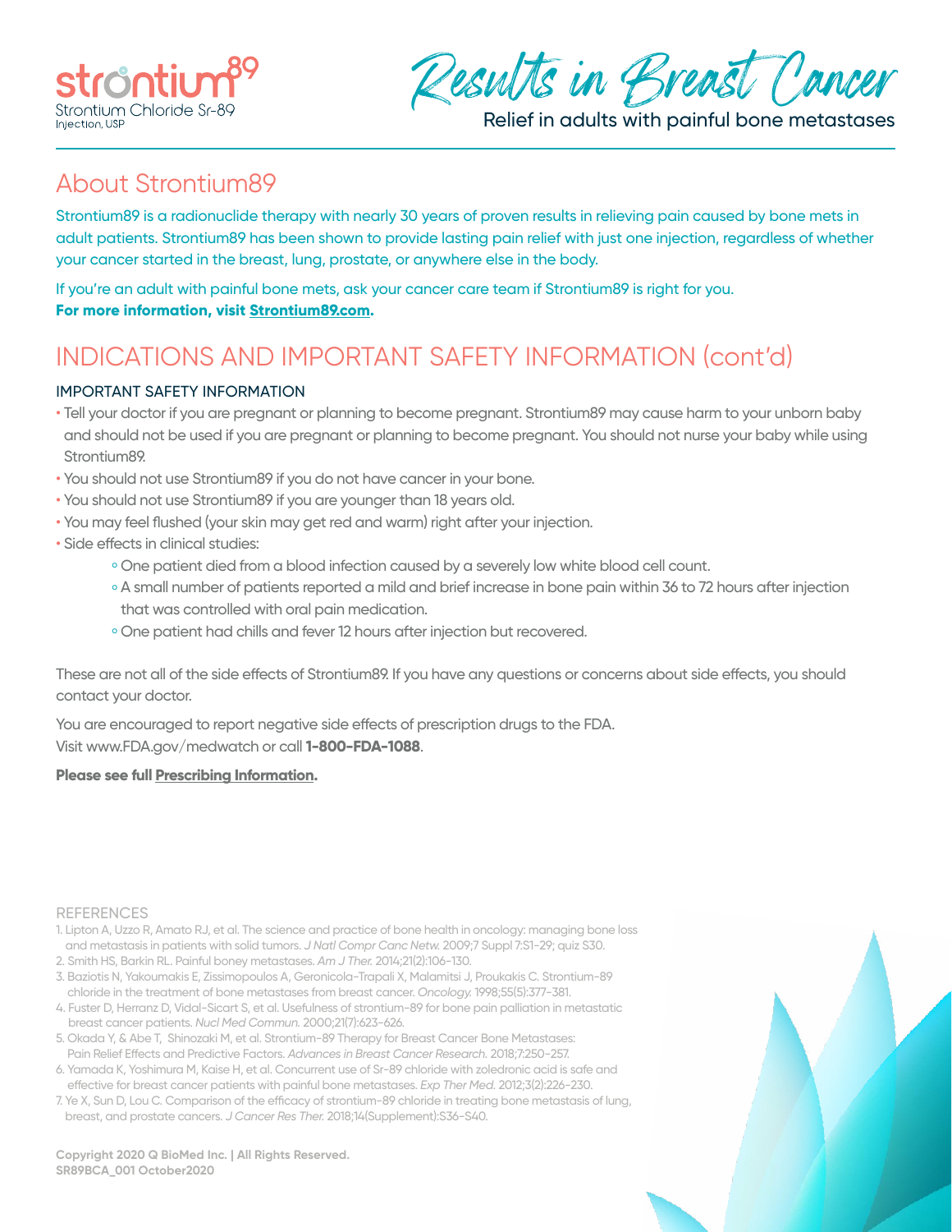strontium89
Strontium Chloride Sr-89
Injection, USP

# Results in Breast Cancer

Relief in adults with painful bone metastases

## About Strontium89

Strontium89 is a radionuclide therapy with nearly 30 years of proven results in relieving pain caused by bone mets in adult patients. Strontium89 has been shown to provide lasting pain relief with just one injection, regardless of whether your cancer started in the breast, lung, prostate, or anywhere else in the body.

If you're an adult with painful bone mets, ask your cancer care team if Strontium89 is right for you.
**For more information, visit Strontium89.com.**

## INDICATIONS AND IMPORTANT SAFETY INFORMATION (cont'd)

### IMPORTANT SAFETY INFORMATION

- Tell your doctor if you are pregnant or planning to become pregnant. Strontium89 may cause harm to your unborn baby and should not be used if you are pregnant or planning to become pregnant. You should not nurse your baby while using Strontium89.
- You should not use Strontium89 if you do not have cancer in your bone.
- You should not use Strontium89 if you are younger than 18 years old.
- You may feel flushed (your skin may get red and warm) right after your injection.
- Side effects in clinical studies:
  - One patient died from a blood infection caused by a severely low white blood cell count.
  - A small number of patients reported a mild and brief increase in bone pain within 36 to 72 hours after injection that was controlled with oral pain medication.
  - One patient had chills and fever 12 hours after injection but recovered.

These are not all of the side effects of Strontium89. If you have any questions or concerns about side effects, you should contact your doctor.

You are encouraged to report negative side effects of prescription drugs to the FDA.
Visit www.FDA.gov/medwatch or call **1-800-FDA-1088**.

**Please see full Prescribing Information.**

REFERENCES

1. Lipton A, Uzzo R, Amato RJ, et al. The science and practice of bone health in oncology: managing bone loss and metastasis in patients with solid tumors. *J Natl Compr Canc Netw.* 2009;7 Suppl 7:S1-29; quiz S30.
2. Smith HS, Barkin RL. Painful boney metastases. *Am J Ther.* 2014;21(2):106-130.
3. Baziotis N, Yakoumakis E, Zissimopoulos A, Geronicola-Trapali X, Malamitsi J, Proukakis C. Strontium-89 chloride in the treatment of bone metastases from breast cancer. *Oncology.* 1998;55(5):377-381.
4. Fuster D, Herranz D, Vidal-Sicart S, et al. Usefulness of strontium-89 for bone pain palliation in metastatic breast cancer patients. *Nucl Med Commun.* 2000;21(7):623-626.
5. Okada Y, & Abe T, Shinozaki M, et al. Strontium-89 Therapy for Breast Cancer Bone Metastases: Pain Relief Effects and Predictive Factors. *Advances in Breast Cancer Research.* 2018;7:250-257.
6. Yamada K, Yoshimura M, Kaise H, et al. Concurrent use of Sr-89 chloride with zoledronic acid is safe and effective for breast cancer patients with painful bone metastases. *Exp Ther Med.* 2012;3(2):226-230.
7. Ye X, Sun D, Lou C. Comparison of the efficacy of strontium-89 chloride in treating bone metastasis of lung, breast, and prostate cancers. *J Cancer Res Ther.* 2018;14(Supplement):S36-S40.

**Copyright 2020 Q BioMed Inc. | All Rights Reserved.**
**SR89BCA_001 October2020**